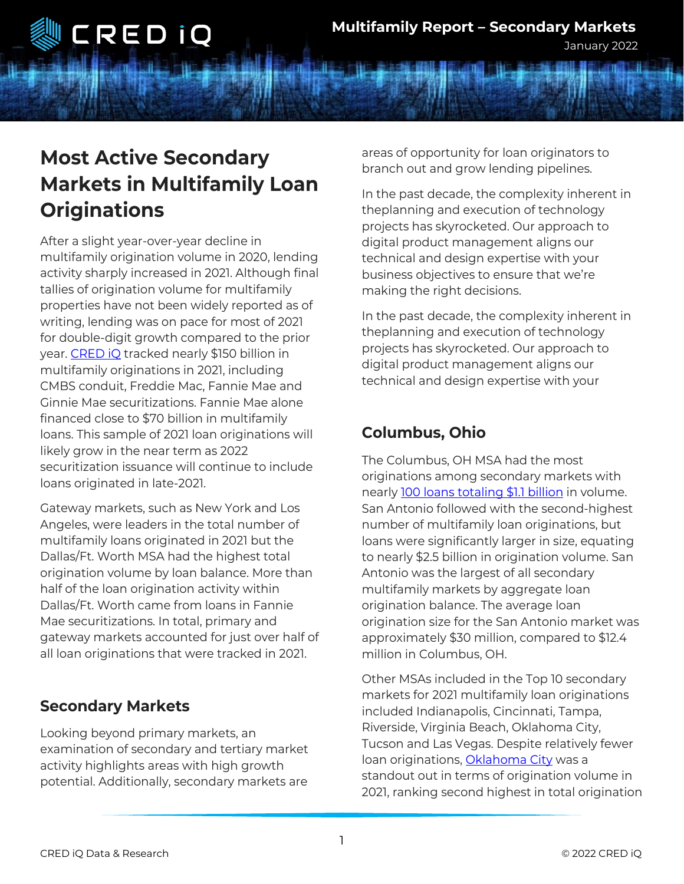# Most Active Secondary Markets in Multifamily Loan Originations

After a slight year-over-year decline in multifamily origination volume in 2020, lending activity sharply increased in 2021. Although final tallies of origination volume for multifamily properties have not been widely reported as of writing, lending was on pace for most of 2021 for double-digit growth compared to the prior year. CRED iQ tracked nearly $150 billion in multifamily originations in 2021, including CMBS conduit, Freddie Mac, Fannie Mae and Ginnie Mae securitizations. Fannie Mae alone financed close to $70 billion in multifamily loans. This sample of 2021 loan originations will likely grow in the near term as 2022 securitization issuance will continue to include loans originated in late-2021.

Gateway markets, such as New York and Los Angeles, were leaders in the total number of multifamily loans originated in 2021 but the Dallas/Ft. Worth MSA had the highest total origination volume by loan balance. More than half of the loan origination activity within Dallas/Ft. Worth came from loans in Fannie Mae securitizations. In total, primary and gateway markets accounted for just over half of all loan originations that were tracked in 2021.

## Secondary Markets

Looking beyond primary markets, an examination of secondary and tertiary market activity highlights areas with high growth potential. Additionally, secondary markets are areas of opportunity for loan originators to branch out and grow lending pipelines.

In the past decade, the complexity inherent in theplanning and execution of technology projects has skyrocketed. Our approach to digital product management aligns our technical and design expertise with your business objectives to ensure that we're making the right decisions.

In the past decade, the complexity inherent in theplanning and execution of technology projects has skyrocketed. Our approach to digital product management aligns our technical and design expertise with your

## Columbus, Ohio

The Columbus, OH MSA had the most originations among secondary markets with nearly 100 loans totaling $1.1 billion in volume. San Antonio followed with the second-highest number of multifamily loan originations, but loans were significantly larger in size, equating to nearly $2.5 billion in origination volume. San Antonio was the largest of all secondary multifamily markets by aggregate loan origination balance. The average loan origination size for the San Antonio market was approximately $30 million, compared to $12.4 million in Columbus, OH.

Other MSAs included in the Top 10 secondary markets for 2021 multifamily loan originations included Indianapolis, Cincinnati, Tampa, Riverside, Virginia Beach, Oklahoma City, Tucson and Las Vegas. Despite relatively fewer loan originations, Oklahoma City was a standout out in terms of origination volume in 2021, ranking second highest in total origination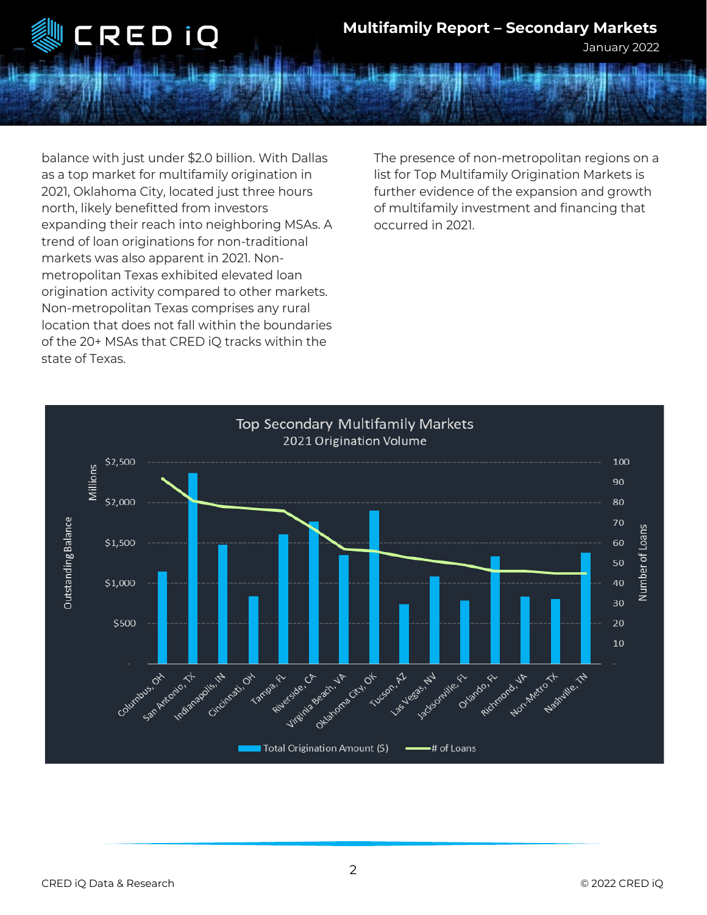balance with just under $2.0 billion. With Dallas as a top market for multifamily origination in 2021, Oklahoma City, located just three hours north, likely benefitted from investors expanding their reach into neighboring MSAs. A trend of loan originations for non-traditional markets was also apparent in 2021. Non-metropolitan Texas exhibited elevated loan origination activity compared to other markets. Non-metropolitan Texas comprises any rural location that does not fall within the boundaries of the 20+ MSAs that CRED iQ tracks within the state of Texas.

The presence of non-metropolitan regions on a list for Top Multifamily Origination Markets is further evidence of the expansion and growth of multifamily investment and financing that occurred in 2021.

**Top Secondary Multifamily Markets**
2021 Origination Volume

Markets shown: Columbus, OH; San Antonio, TX; Indianapolis, IN; Cincinnati, OH; Tampa, FL; Riverside, CA; Virginia Beach, VA; Oklahoma City, OK; Tucson, AZ; Las Vegas, NV; Jacksonville, FL; Orlando, FL; Richmond, VA; Non-Metro TX; Nashville, TN

Left axis: Outstanding Balance (Millions), $500–$2,500. Right axis: Number of Loans, 10–100.

Legend: Total Origination Amount ($) | # of Loans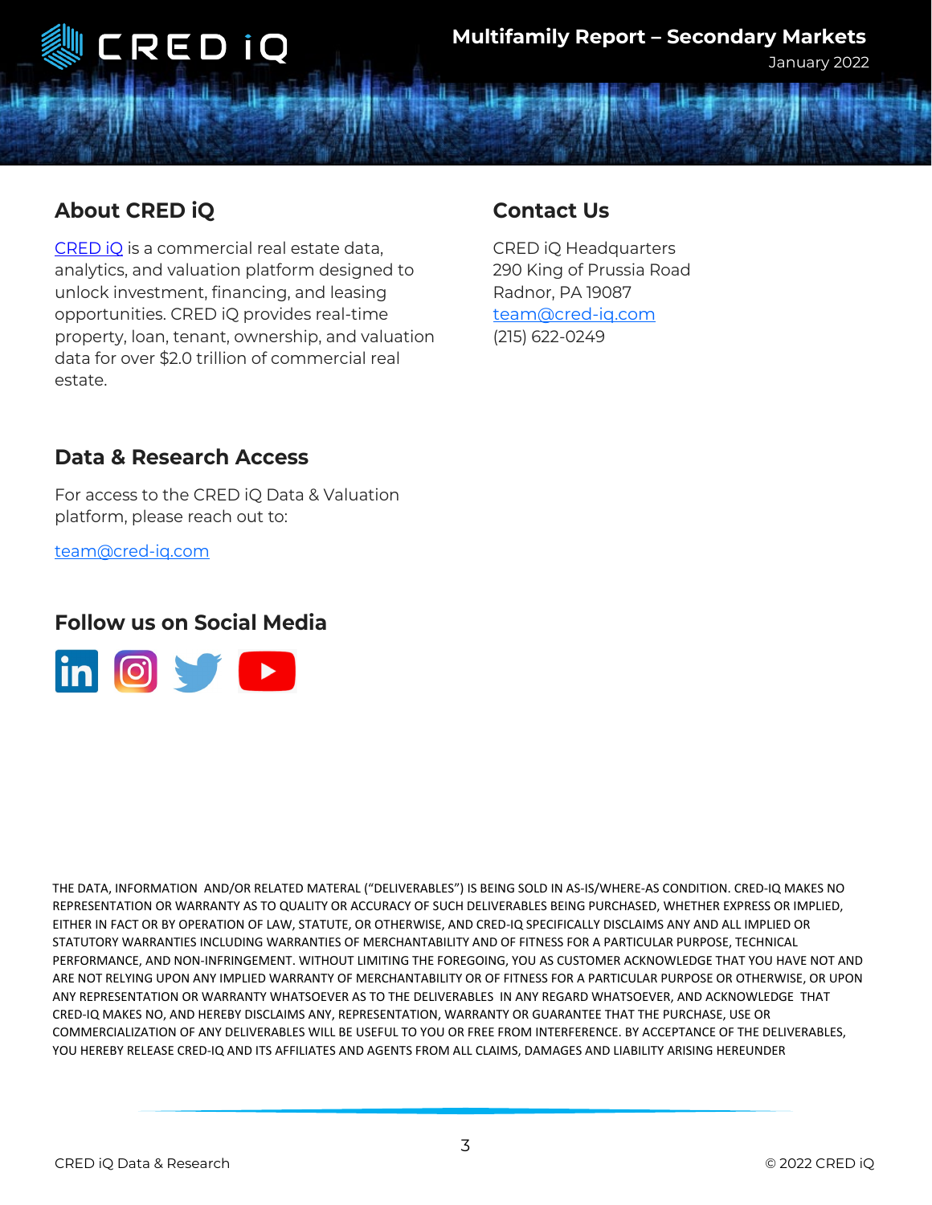## About CRED iQ

CRED iQ is a commercial real estate data, analytics, and valuation platform designed to unlock investment, financing, and leasing opportunities. CRED iQ provides real-time property, loan, tenant, ownership, and valuation data for over $2.0 trillion of commercial real estate.

## Contact Us

CRED iQ Headquarters
290 King of Prussia Road
Radnor, PA 19087
team@cred-iq.com
(215) 622-0249

## Data & Research Access

For access to the CRED iQ Data & Valuation platform, please reach out to:

team@cred-iq.com

## Follow us on Social Media

THE DATA, INFORMATION AND/OR RELATED MATERAL ("DELIVERABLES") IS BEING SOLD IN AS-IS/WHERE-AS CONDITION. CRED-IQ MAKES NO REPRESENTATION OR WARRANTY AS TO QUALITY OR ACCURACY OF SUCH DELIVERABLES BEING PURCHASED, WHETHER EXPRESS OR IMPLIED, EITHER IN FACT OR BY OPERATION OF LAW, STATUTE, OR OTHERWISE, AND CRED-IQ SPECIFICALLY DISCLAIMS ANY AND ALL IMPLIED OR STATUTORY WARRANTIES INCLUDING WARRANTIES OF MERCHANTABILITY AND OF FITNESS FOR A PARTICULAR PURPOSE, TECHNICAL PERFORMANCE, AND NON-INFRINGEMENT. WITHOUT LIMITING THE FOREGOING, YOU AS CUSTOMER ACKNOWLEDGE THAT YOU HAVE NOT AND ARE NOT RELYING UPON ANY IMPLIED WARRANTY OF MERCHANTABILITY OR OF FITNESS FOR A PARTICULAR PURPOSE OR OTHERWISE, OR UPON ANY REPRESENTATION OR WARRANTY WHATSOEVER AS TO THE DELIVERABLES IN ANY REGARD WHATSOEVER, AND ACKNOWLEDGE THAT CRED-IQ MAKES NO, AND HEREBY DISCLAIMS ANY, REPRESENTATION, WARRANTY OR GUARANTEE THAT THE PURCHASE, USE OR COMMERCIALIZATION OF ANY DELIVERABLES WILL BE USEFUL TO YOU OR FREE FROM INTERFERENCE. BY ACCEPTANCE OF THE DELIVERABLES, YOU HEREBY RELEASE CRED-IQ AND ITS AFFILIATES AND AGENTS FROM ALL CLAIMS, DAMAGES AND LIABILITY ARISING HEREUNDER